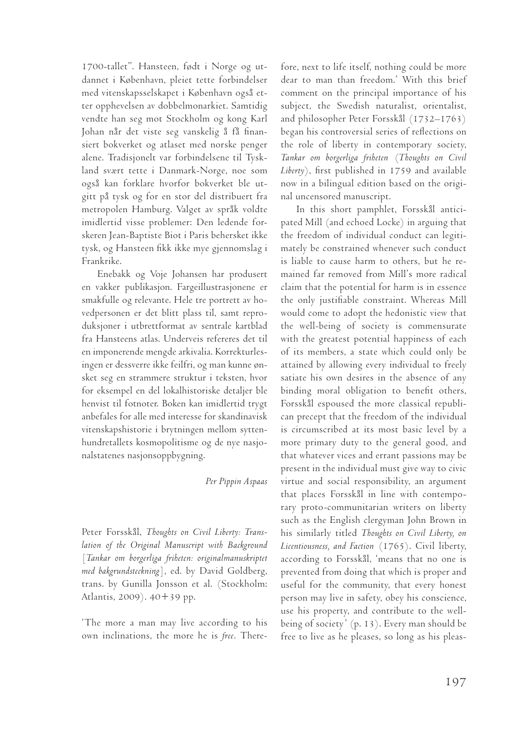1700-tallet". Hansteen, født i Norge og utdannet i København, pleiet tette forbindelser med vitenskapsselskapet i København også etter opphevelsen av dobbelmonarkiet. Samtidig vendte han seg mot Stockholm og kong Karl Johan når det viste seg vanskelig å få finansiert bokverket og atlaset med norske penger alene. Tradisjonelt var forbindelsene til Tyskland svært tette i Danmark-Norge, noe som også kan forklare hvorfor bokverket ble utgitt på tysk og for en stor del distribuert fra metropolen Hamburg. Valget av språk voldte imidlertid visse problemer: Den ledende forskeren Jean-Baptiste Biot i Paris behersket ikke tysk, og Hansteen fikk ikke mye gjennomslag i Frankrike.

Enebakk og Voje Johansen har produsert en vakker publikasjon. Fargeillustrasjonene er smakfulle og relevante. Hele tre portrett av hovedpersonen er det blitt plass til, samt reproduksjoner i utbrettformat av sentrale kartblad fra Hansteens atlas. Underveis refereres det til en imponerende mengde arkivalia. Korrekturlesingen er dessverre ikke feilfri, og man kunne ønsket seg en strammere struktur i teksten, hvor for eksempel en del lokalhistoriske detaljer ble henvist til fotnoter. Boken kan imidlertid trygt anbefales for alle med interesse for skandinavisk vitenskapshistorie i brytningen mellom syttenhundretallets kosmopolitisme og de nye nasjonalstatenes nasjonsoppbygning.

*Per Pippin Aspaas*

Peter Forsskål, *Thoughts on Civil Liberty: Translation of the Original Manuscript with Background* [*Tankar om borgerliga friheten: originalmanuskriptet med bakgrundsteckning*], ed. by David Goldberg, trans. by Gunilla Jonsson et al. (Stockholm: Atlantis, 2009). 40+39 pp.

'The more a man may live according to his own inclinations, the more he is *free*. Therefore, next to life itself, nothing could be more dear to man than freedom.' With this brief comment on the principal importance of his subject, the Swedish naturalist, orientalist, and philosopher Peter Forsskål (1732–1763) began his controversial series of reflections on the role of liberty in contemporary society, *Tankar om borgerliga friheten* (*Thoughts on Civil Liberty*), first published in 1759 and available now in a bilingual edition based on the original uncensored manuscript.

In this short pamphlet, Forsskål anticipated Mill (and echoed Locke) in arguing that the freedom of individual conduct can legitimately be constrained whenever such conduct is liable to cause harm to others, but he remained far removed from Mill's more radical claim that the potential for harm is in essence the only justifiable constraint. Whereas Mill would come to adopt the hedonistic view that the well-being of society is commensurate with the greatest potential happiness of each of its members, a state which could only be attained by allowing every individual to freely satiate his own desires in the absence of any binding moral obligation to benefit others, Forsskål espoused the more classical republican precept that the freedom of the individual is circumscribed at its most basic level by a more primary duty to the general good, and that whatever vices and errant passions may be present in the individual must give way to civic virtue and social responsibility, an argument that places Forsskål in line with contemporary proto-communitarian writers on liberty such as the English clergyman John Brown in his similarly titled *Thoughts on Civil Liberty, on Licentiousness, and Faction* (1765). Civil liberty, according to Forsskål, 'means that no one is prevented from doing that which is proper and useful for the community, that every honest person may live in safety, obey his conscience, use his property, and contribute to the well-being of society' (p. 13). Every man should be free to live as he pleases, so long as his pleas-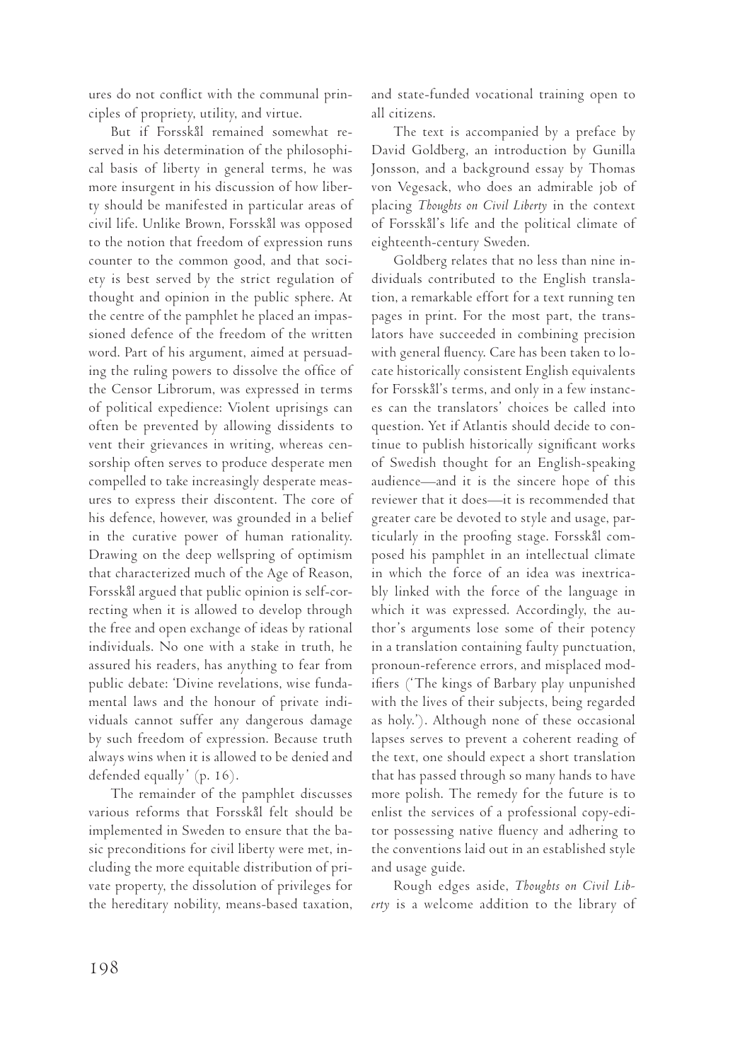ures do not conflict with the communal principles of propriety, utility, and virtue.

But if Forsskål remained somewhat reserved in his determination of the philosophical basis of liberty in general terms, he was more insurgent in his discussion of how liberty should be manifested in particular areas of civil life. Unlike Brown, Forsskål was opposed to the notion that freedom of expression runs counter to the common good, and that society is best served by the strict regulation of thought and opinion in the public sphere. At the centre of the pamphlet he placed an impassioned defence of the freedom of the written word. Part of his argument, aimed at persuading the ruling powers to dissolve the office of the Censor Librorum, was expressed in terms of political expedience: Violent uprisings can often be prevented by allowing dissidents to vent their grievances in writing, whereas censorship often serves to produce desperate men compelled to take increasingly desperate measures to express their discontent. The core of his defence, however, was grounded in a belief in the curative power of human rationality. Drawing on the deep wellspring of optimism that characterized much of the Age of Reason, Forsskål argued that public opinion is self-correcting when it is allowed to develop through the free and open exchange of ideas by rational individuals. No one with a stake in truth, he assured his readers, has anything to fear from public debate: 'Divine revelations, wise fundamental laws and the honour of private individuals cannot suffer any dangerous damage by such freedom of expression. Because truth always wins when it is allowed to be denied and defended equally' (p. 16).

The remainder of the pamphlet discusses various reforms that Forsskål felt should be implemented in Sweden to ensure that the basic preconditions for civil liberty were met, including the more equitable distribution of private property, the dissolution of privileges for the hereditary nobility, means-based taxation, and state-funded vocational training open to all citizens.

The text is accompanied by a preface by David Goldberg, an introduction by Gunilla Jonsson, and a background essay by Thomas von Vegesack, who does an admirable job of placing *Thoughts on Civil Liberty* in the context of Forsskål's life and the political climate of eighteenth-century Sweden.

Goldberg relates that no less than nine individuals contributed to the English translation, a remarkable effort for a text running ten pages in print. For the most part, the translators have succeeded in combining precision with general fluency. Care has been taken to locate historically consistent English equivalents for Forsskål's terms, and only in a few instances can the translators' choices be called into question. Yet if Atlantis should decide to continue to publish historically significant works of Swedish thought for an English-speaking audience—and it is the sincere hope of this reviewer that it does—it is recommended that greater care be devoted to style and usage, particularly in the proofing stage. Forsskål composed his pamphlet in an intellectual climate in which the force of an idea was inextricably linked with the force of the language in which it was expressed. Accordingly, the author's arguments lose some of their potency in a translation containing faulty punctuation, pronoun-reference errors, and misplaced modifiers ('The kings of Barbary play unpunished with the lives of their subjects, being regarded as holy.'). Although none of these occasional lapses serves to prevent a coherent reading of the text, one should expect a short translation that has passed through so many hands to have more polish. The remedy for the future is to enlist the services of a professional copy-editor possessing native fluency and adhering to the conventions laid out in an established style and usage guide.

Rough edges aside, *Thoughts on Civil Liberty* is a welcome addition to the library of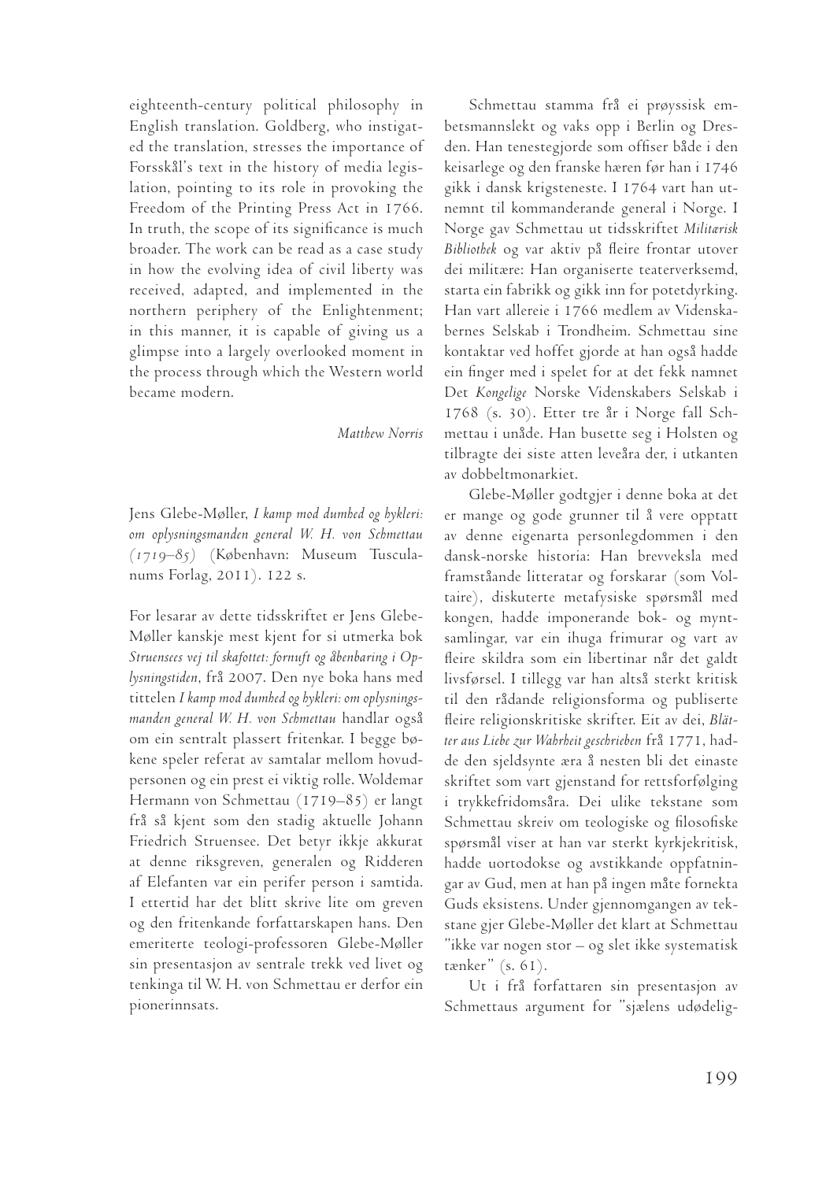eighteenth-century political philosophy in English translation. Goldberg, who instigated the translation, stresses the importance of Forsskål's text in the history of media legislation, pointing to its role in provoking the Freedom of the Printing Press Act in 1766. In truth, the scope of its significance is much broader. The work can be read as a case study in how the evolving idea of civil liberty was received, adapted, and implemented in the northern periphery of the Enlightenment; in this manner, it is capable of giving us a glimpse into a largely overlooked moment in the process through which the Western world became modern.

*Matthew Norris*

Jens Glebe-Møller, *I kamp mod dumhed og hykleri: om oplysningsmanden general W. H. von Schmettau (1719–85)* (København: Museum Tusculanums Forlag, 2011). 122 s.

For lesarar av dette tidsskriftet er Jens Glebe-Møller kanskje mest kjent for si utmerka bok *Struensees vej til skafottet: fornuft og åbenbaring i Oplysningstiden*, frå 2007. Den nye boka hans med tittelen *I kamp mod dumhed og hykleri: om oplysningsmanden general W. H. von Schmettau* handlar også om ein sentralt plassert fritenkar. I begge bøkene speler referat av samtalar mellom hovudpersonen og ein prest ei viktig rolle. Woldemar Hermann von Schmettau (1719–85) er langt frå så kjent som den stadig aktuelle Johann Friedrich Struensee. Det betyr ikkje akkurat at denne riksgreven, generalen og Ridderen af Elefanten var ein perifer person i samtida. I ettertid har det blitt skrive lite om greven og den fritenkande forfattarskapen hans. Den emeriterte teologi-professoren Glebe-Møller sin presentasjon av sentrale trekk ved livet og tenkinga til W. H. von Schmettau er derfor ein pionerinnsats.

Schmettau stamma frå ei prøyssisk embetsmannsslekt og vaks opp i Berlin og Dresden. Han tenestegjorde som offiser både i den keisarlege og den franske hæren før han i 1746 gikk i dansk krigsteneste. I 1764 vart han utnemnt til kommanderande general i Norge. I Norge gav Schmettau ut tidsskriftet *Militærisk Bibliothek* og var aktiv på fleire frontar utover dei militære: Han organiserte teaterverksemd, starta ein fabrikk og gikk inn for potetdyrking. Han vart allereie i 1766 medlem av Videnskabernes Selskab i Trondheim. Schmettau sine kontaktar ved hoffet gjorde at han også hadde ein finger med i spelet for at det fekk namnet Det *Kongelige* Norske Videnskabers Selskab i 1768 (s. 30). Etter tre år i Norge fall Schmettau i unåde. Han busette seg i Holsten og tilbragte dei siste atten leveåra der, i utkanten av dobbeltmonarkiet.

Glebe-Møller godtgjer i denne boka at det er mange og gode grunner til å vere opptatt av denne eigenarta personlegdommen i den dansk-norske historia: Han brevveksla med framståande litteratar og forskarar (som Voltaire), diskuterte metafysiske spørsmål med kongen, hadde imponerande bok- og myntsamlingar, var ein ihuga frimurar og vart av fleire skildra som ein libertinar når det galdt livsførsel. I tillegg var han altså sterkt kritisk til den rådande religionsforma og publiserte fleire religionskritiske skrifter. Eit av dei, *Blätter aus Liebe zur Wahrheit geschrieben* frå 1771, hadde den sjeldsynte æra å nesten bli det einaste skriftet som vart gjenstand for rettsforfølging i trykkefridomsåra. Dei ulike tekstane som Schmettau skreiv om teologiske og filosofiske spørsmål viser at han var sterkt kyrkjekritisk, hadde uortodokse og avstikkande oppfatningar av Gud, men at han på ingen måte fornekta Guds eksistens. Under gjennomgangen av tekstane gjer Glebe-Møller det klart at Schmettau "ikke var nogen stor – og slet ikke systematisk tænker" (s. 61).

Ut i frå forfattaren sin presentasjon av Schmettaus argument for "sjælens udødelig-